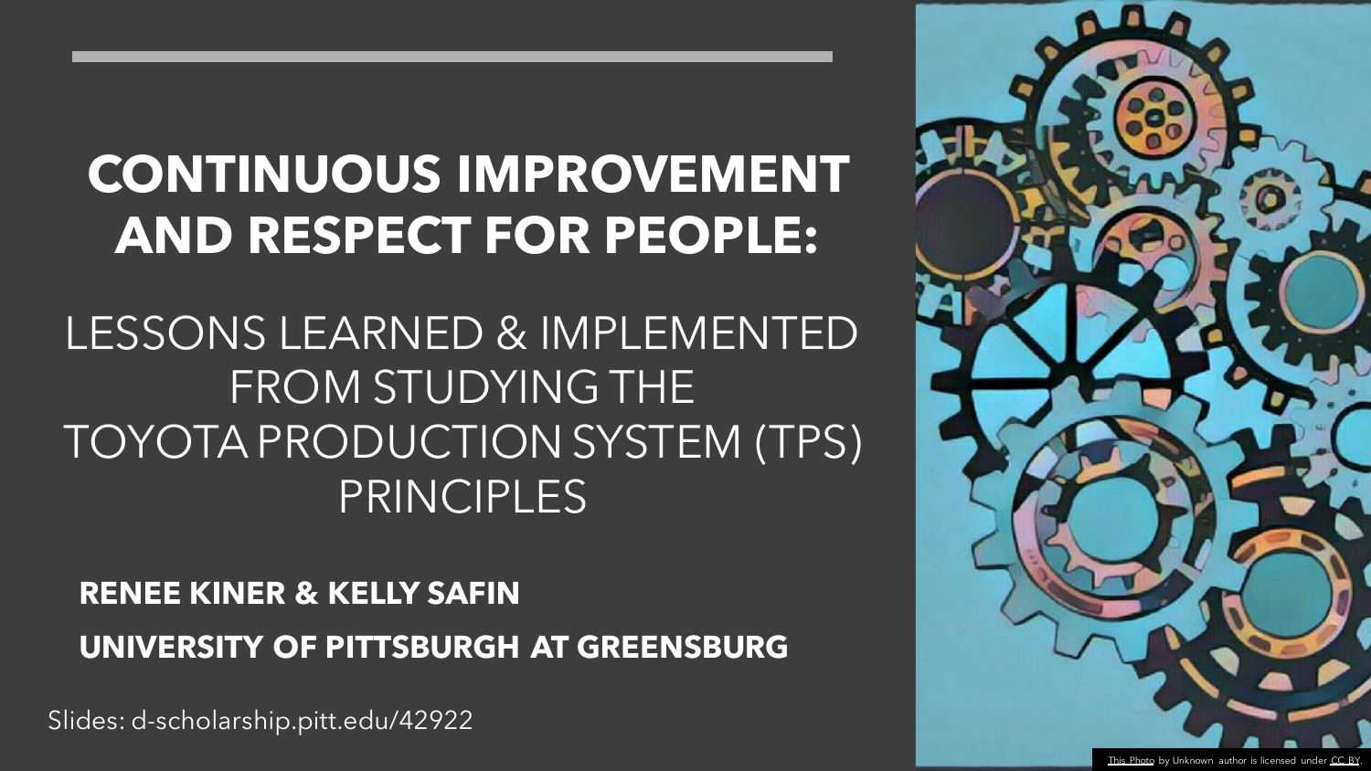# CONTINUOUS IMPROVEMENT AND RESPECT FOR PEOPLE:

## LESSONS LEARNED & IMPLEMENTED FROM STUDYING THE TOYOTA PRODUCTION SYSTEM (TPS) PRINCIPLES

**RENEE KINER & KELLY SAFIN**

**UNIVERSITY OF PITTSBURGH AT GREENSBURG**

Slides: d-scholarship.pitt.edu/42922

This Photo by Unknown author is licensed under CC BY.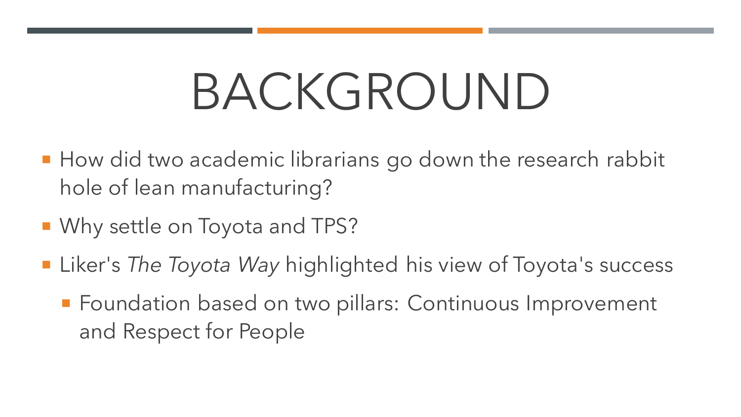# BACKGROUND

- How did two academic librarians go down the research rabbit hole of lean manufacturing?
- Why settle on Toyota and TPS?
- Liker's *The Toyota Way* highlighted his view of Toyota's success
  - Foundation based on two pillars: Continuous Improvement and Respect for People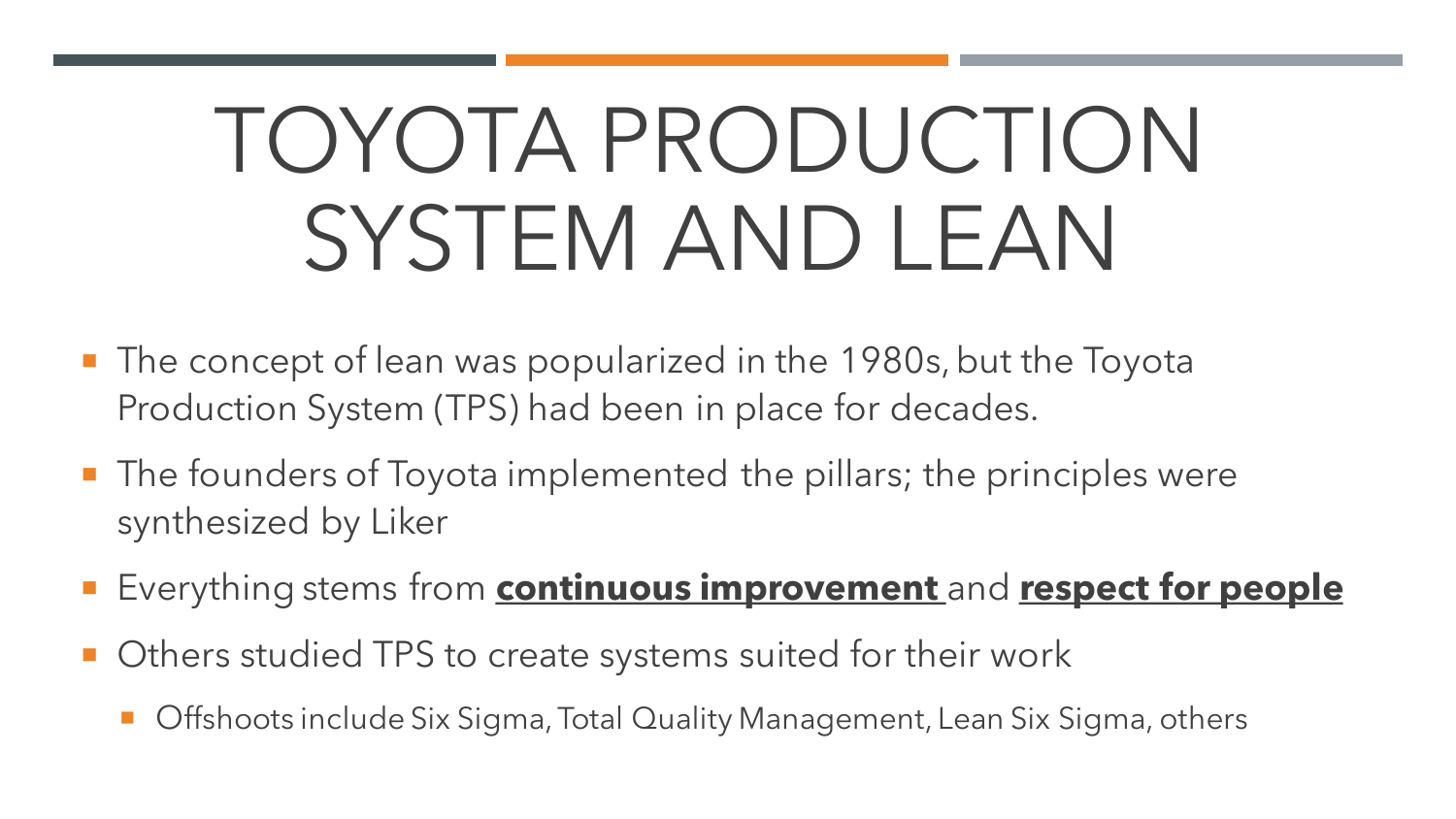# TOYOTA PRODUCTION SYSTEM AND LEAN

- The concept of lean was popularized in the 1980s, but the Toyota Production System (TPS) had been in place for decades.
- The founders of Toyota implemented the pillars; the principles were synthesized by Liker
- Everything stems from **continuous improvement** and **respect for people**
- Others studied TPS to create systems suited for their work
  - Offshoots include Six Sigma, Total Quality Management, Lean Six Sigma, others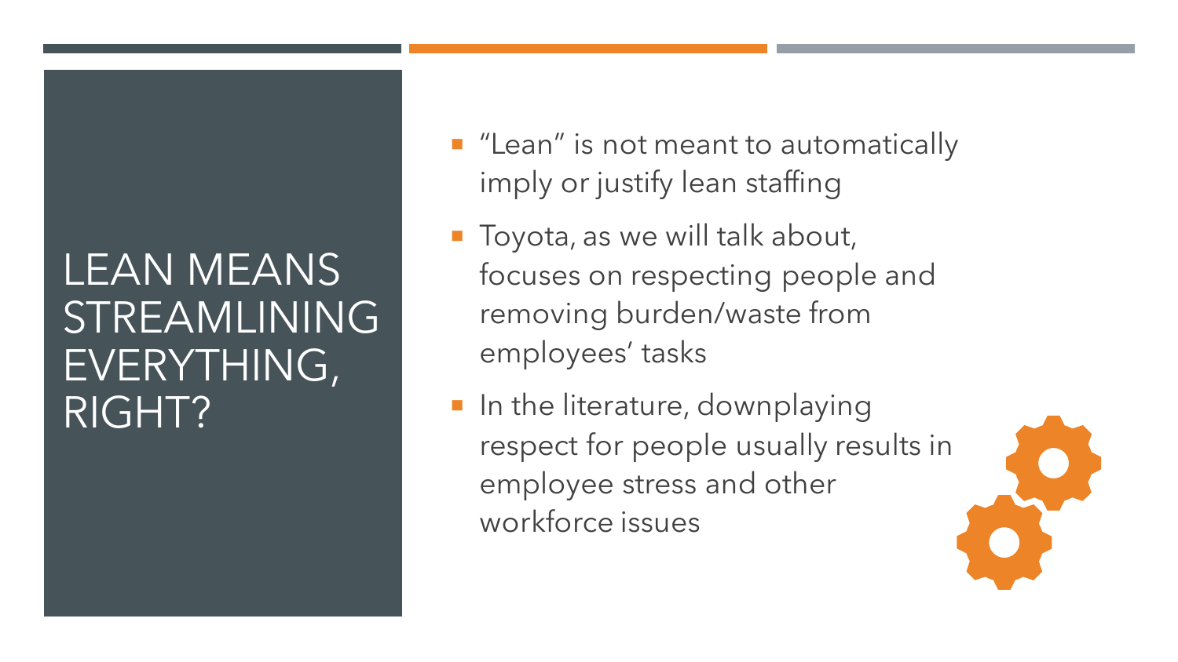# LEAN MEANS STREAMLINING EVERYTHING, RIGHT?

- "Lean" is not meant to automatically imply or justify lean staffing
- Toyota, as we will talk about, focuses on respecting people and removing burden/waste from employees' tasks
- In the literature, downplaying respect for people usually results in employee stress and other workforce issues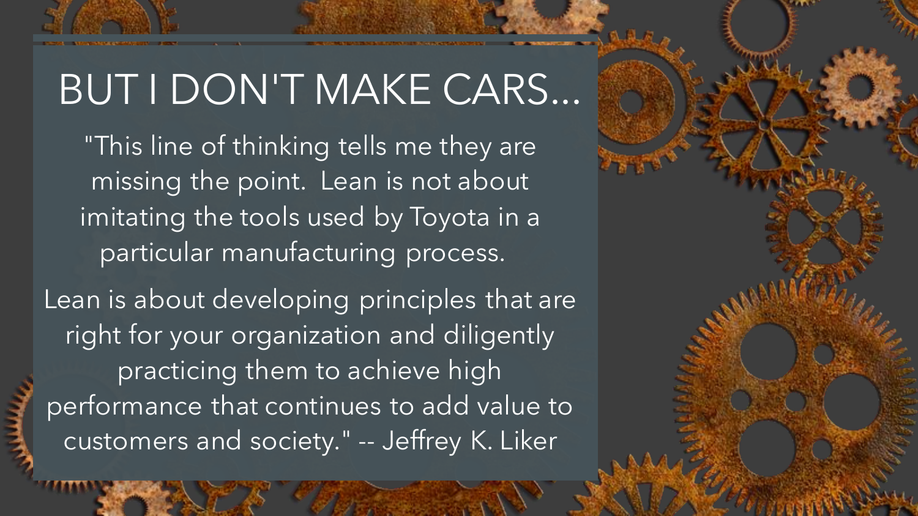# BUT I DON'T MAKE CARS...

"This line of thinking tells me they are missing the point. Lean is not about imitating the tools used by Toyota in a particular manufacturing process.

Lean is about developing principles that are right for your organization and diligently practicing them to achieve high performance that continues to add value to customers and society." -- Jeffrey K. Liker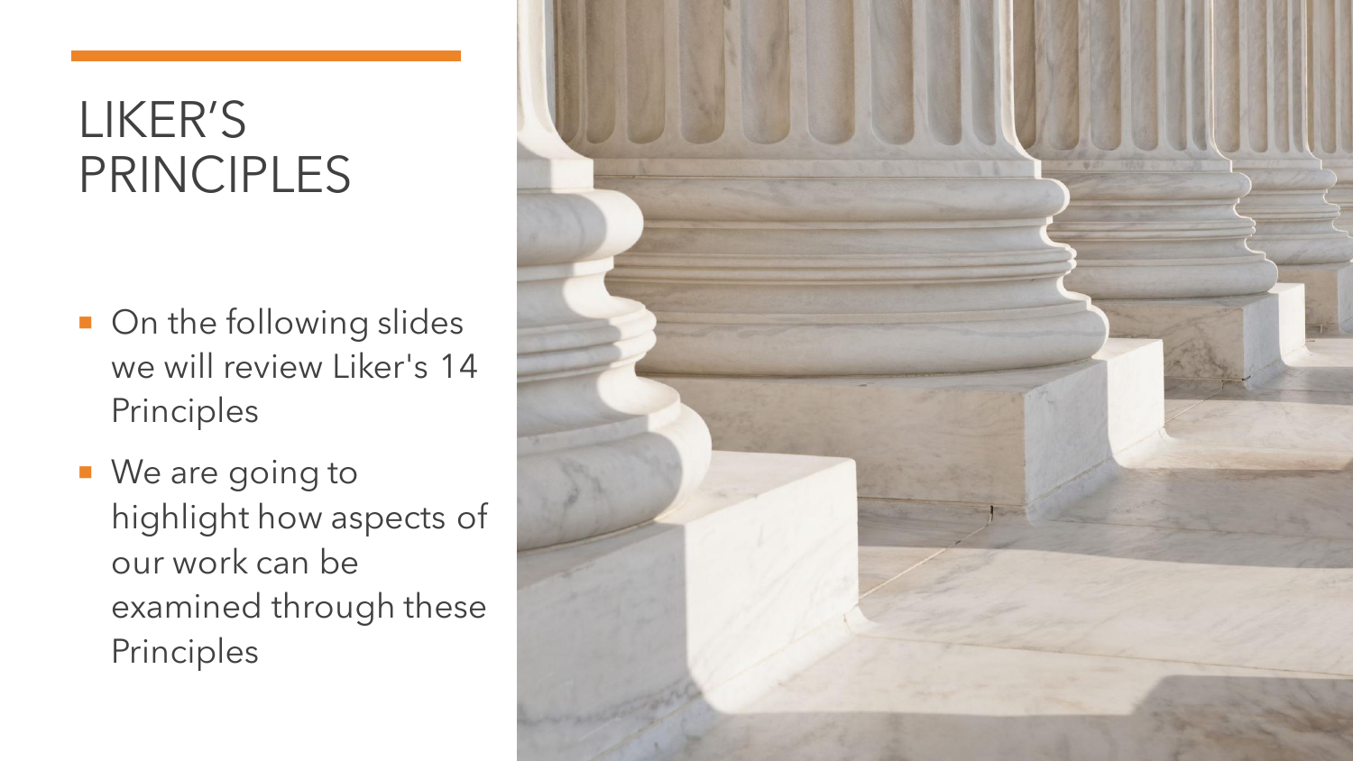# LIKER'S PRINCIPLES

- On the following slides we will review Liker's 14 Principles
- We are going to highlight how aspects of our work can be examined through these Principles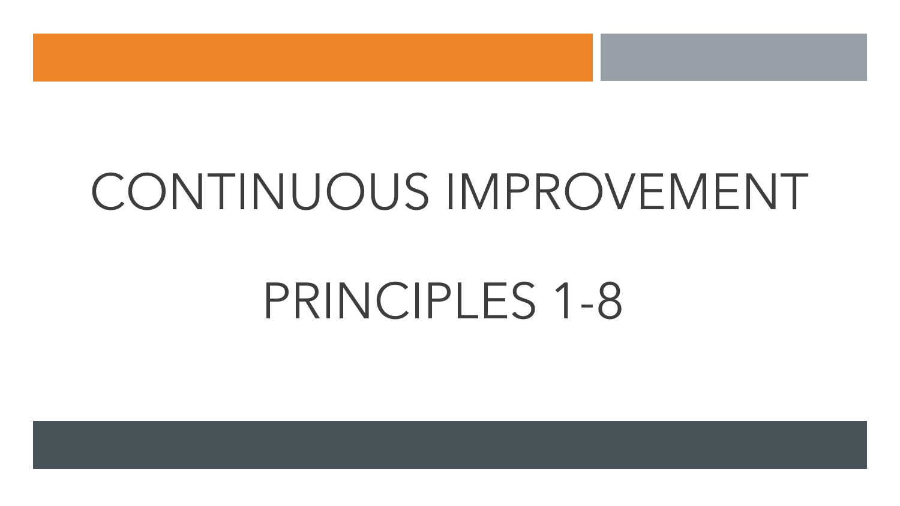# CONTINUOUS IMPROVEMENT

## PRINCIPLES 1-8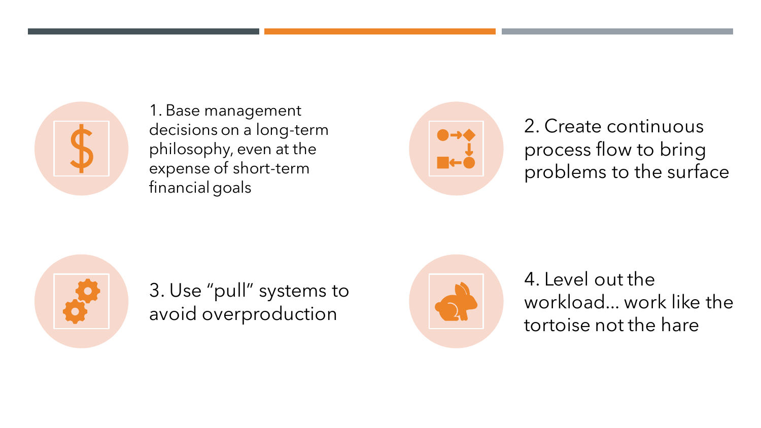1. Base management decisions on a long-term philosophy, even at the expense of short-term financial goals

2. Create continuous process flow to bring problems to the surface

3. Use “pull” systems to avoid overproduction

4. Level out the workload… work like the tortoise not the hare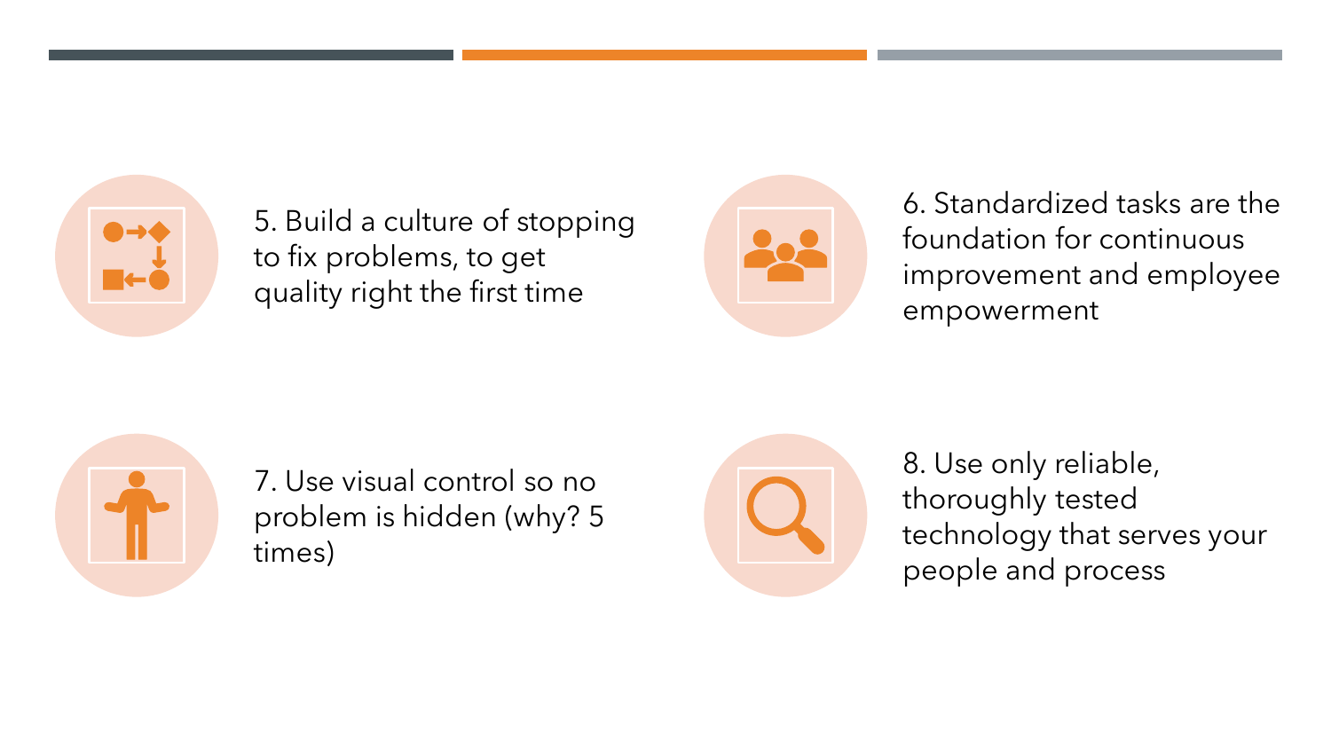5. Build a culture of stopping to fix problems, to get quality right the first time

6. Standardized tasks are the foundation for continuous improvement and employee empowerment

7. Use visual control so no problem is hidden (why? 5 times)

8. Use only reliable, thoroughly tested technology that serves your people and process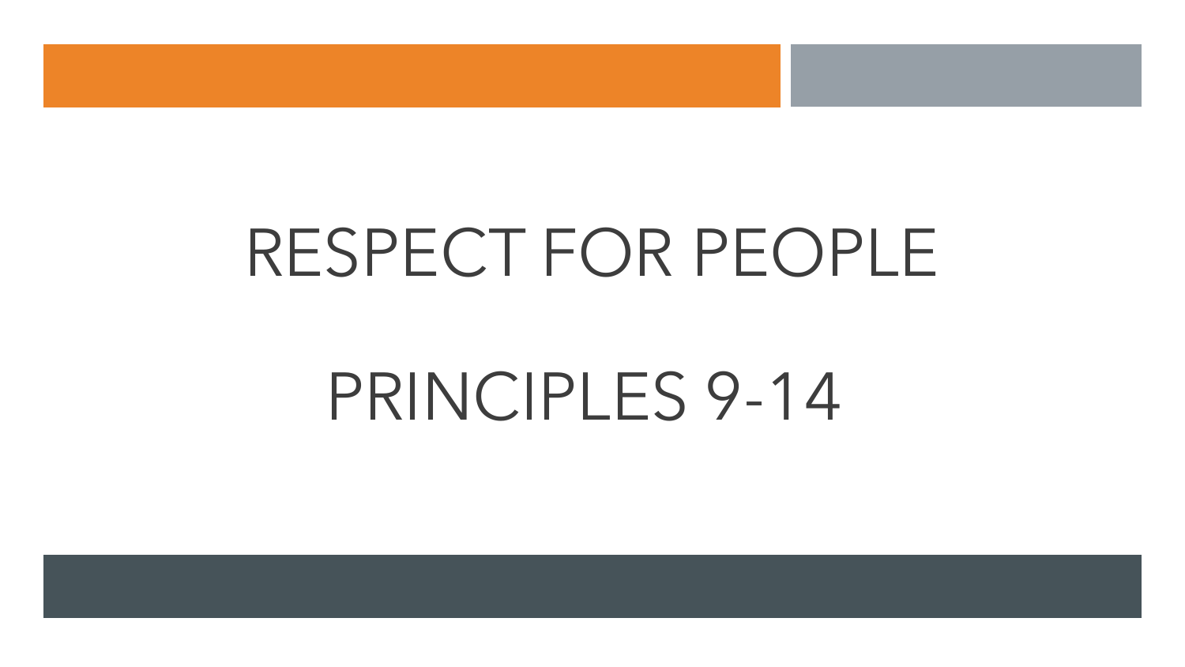# RESPECT FOR PEOPLE

# PRINCIPLES 9-14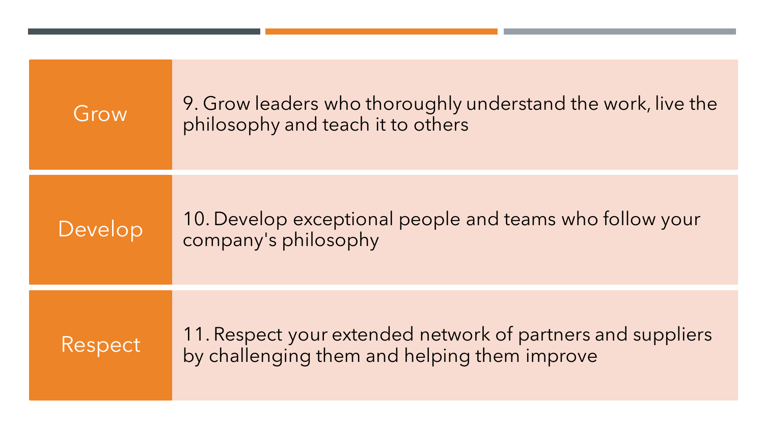| | |
|---|---|
| Grow | 9. Grow leaders who thoroughly understand the work, live the philosophy and teach it to others |
| Develop | 10. Develop exceptional people and teams who follow your company's philosophy |
| Respect | 11. Respect your extended network of partners and suppliers by challenging them and helping them improve |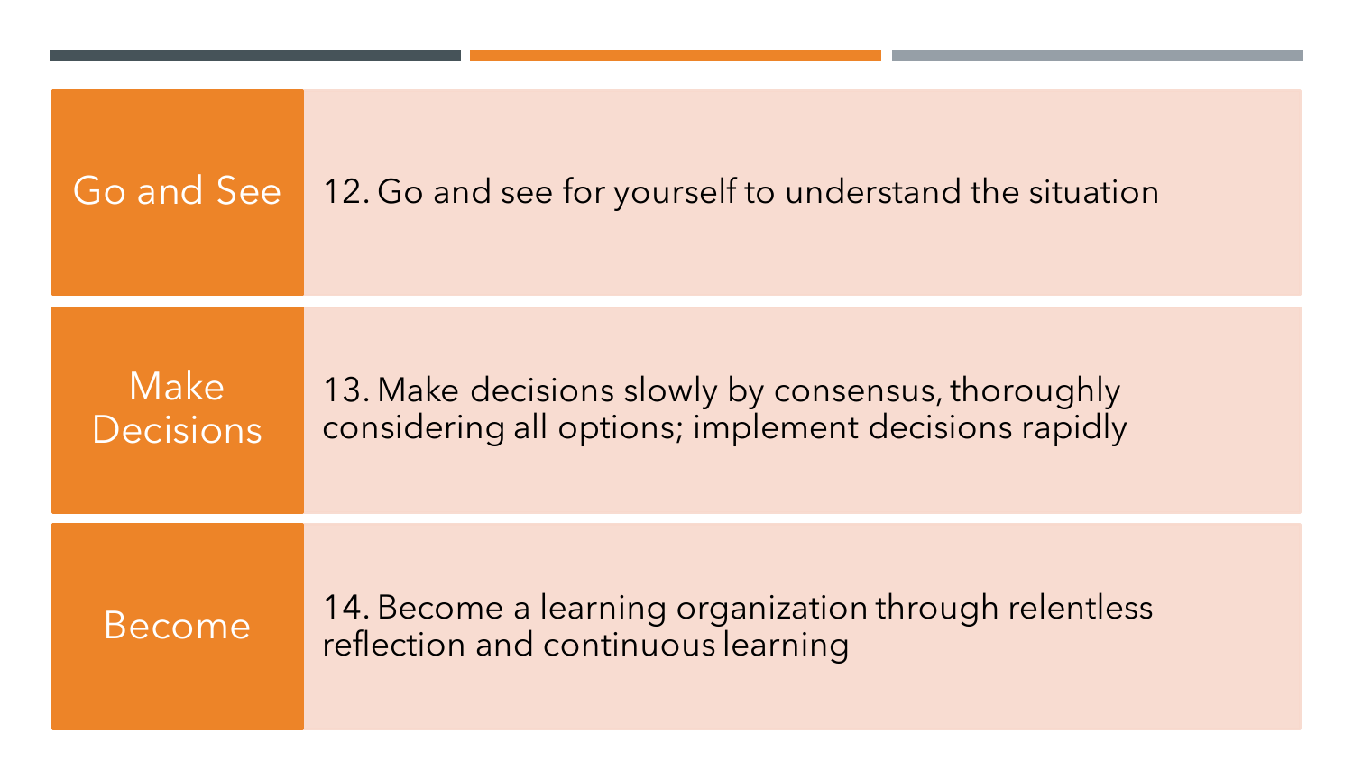| | |
|---|---|
| Go and See | 12. Go and see for yourself to understand the situation |
| Make Decisions | 13. Make decisions slowly by consensus, thoroughly considering all options; implement decisions rapidly |
| Become | 14. Become a learning organization through relentless reflection and continuous learning |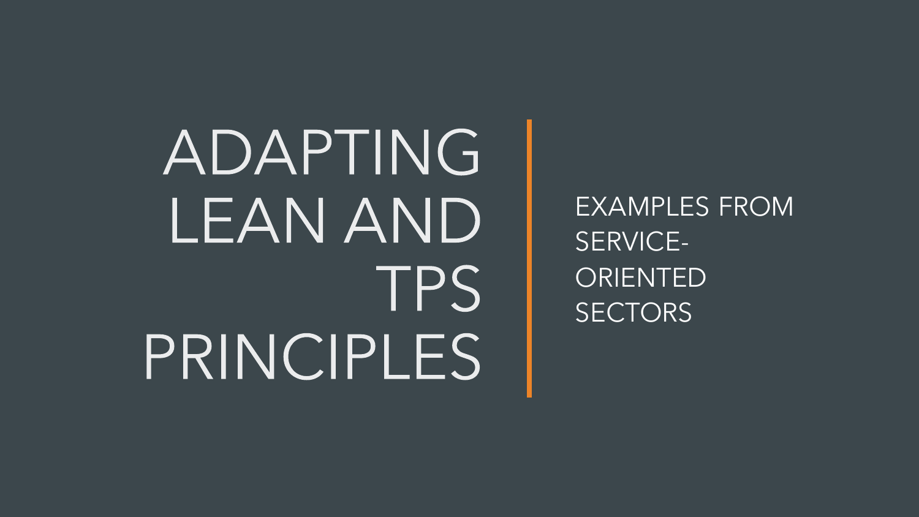# ADAPTING LEAN AND TPS PRINCIPLES

EXAMPLES FROM SERVICE-ORIENTED SECTORS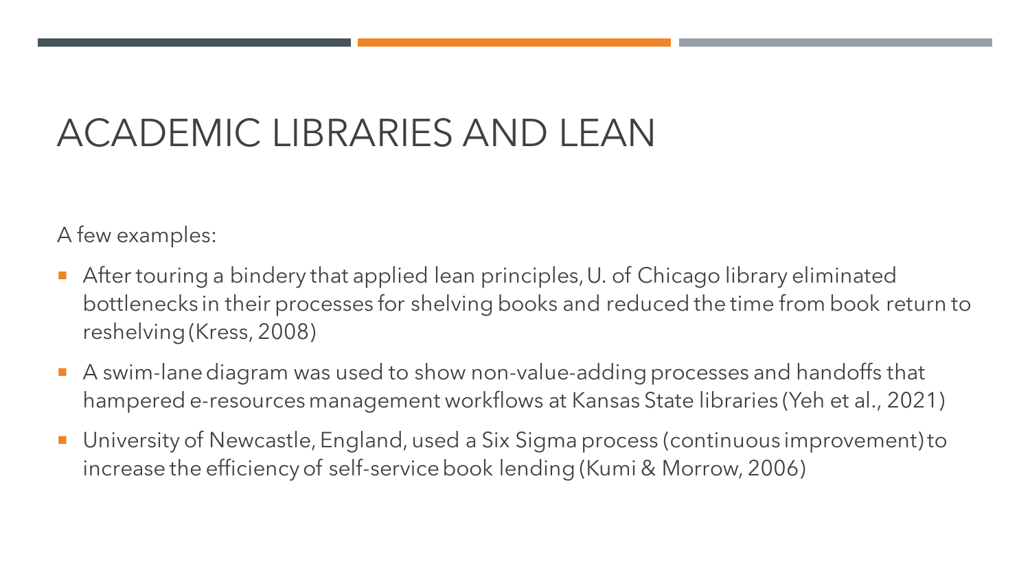# ACADEMIC LIBRARIES AND LEAN

A few examples:

- After touring a bindery that applied lean principles, U. of Chicago library eliminated bottlenecks in their processes for shelving books and reduced the time from book return to reshelving (Kress, 2008)
- A swim-lane diagram was used to show non-value-adding processes and handoffs that hampered e-resources management workflows at Kansas State libraries (Yeh et al., 2021)
- University of Newcastle, England, used a Six Sigma process (continuous improvement) to increase the efficiency of self-service book lending (Kumi & Morrow, 2006)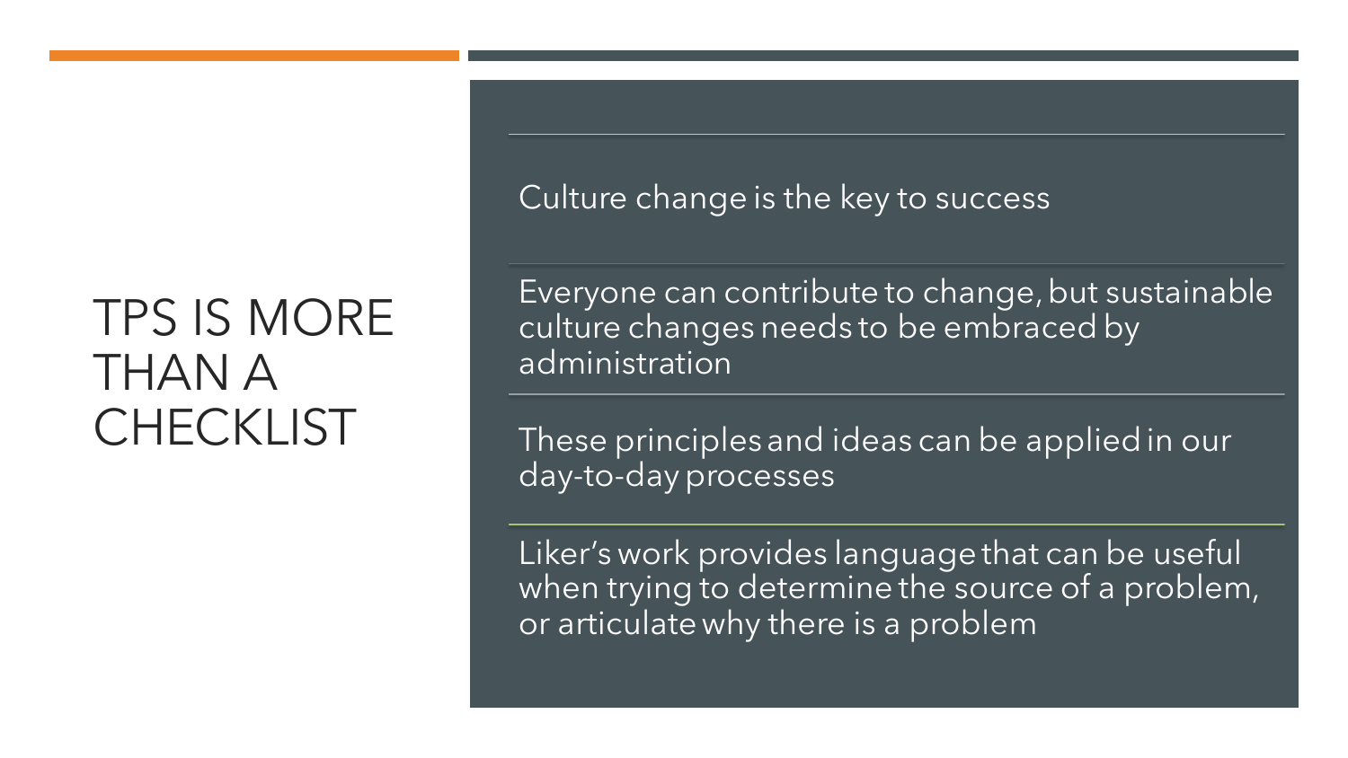# TPS IS MORE THAN A CHECKLIST

Culture change is the key to success

Everyone can contribute to change, but sustainable culture changes needs to be embraced by administration

These principles and ideas can be applied in our day-to-day processes

Liker's work provides language that can be useful when trying to determine the source of a problem, or articulate why there is a problem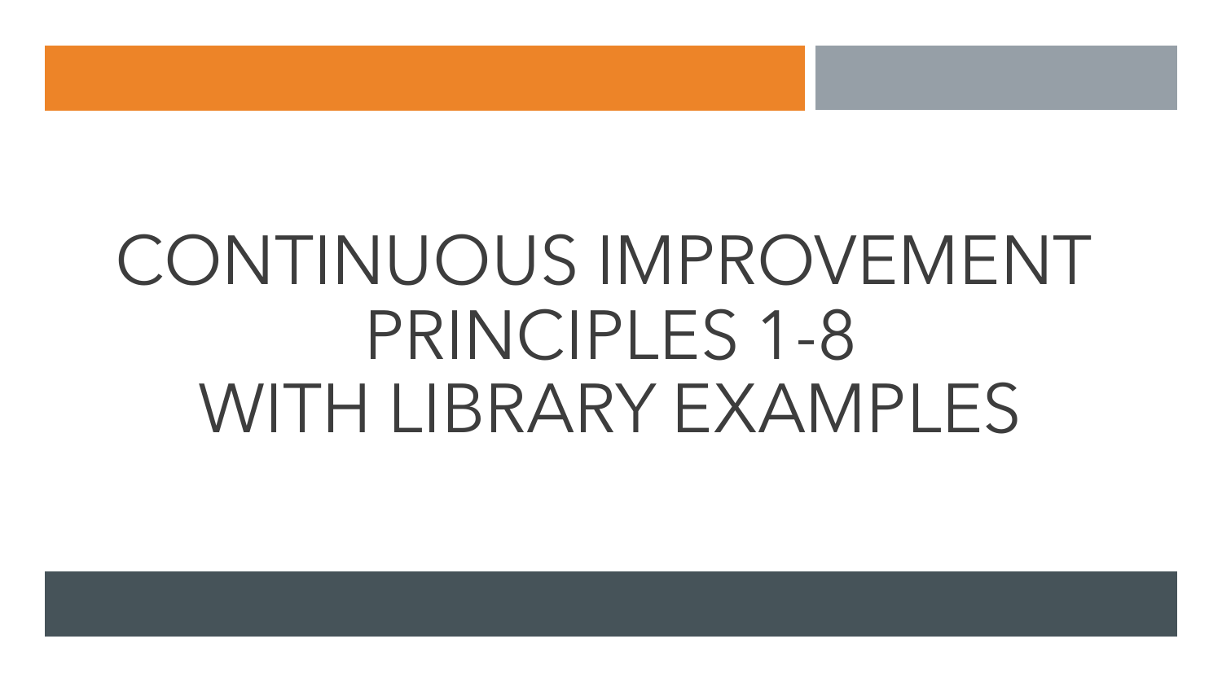# CONTINUOUS IMPROVEMENT PRINCIPLES 1-8 WITH LIBRARY EXAMPLES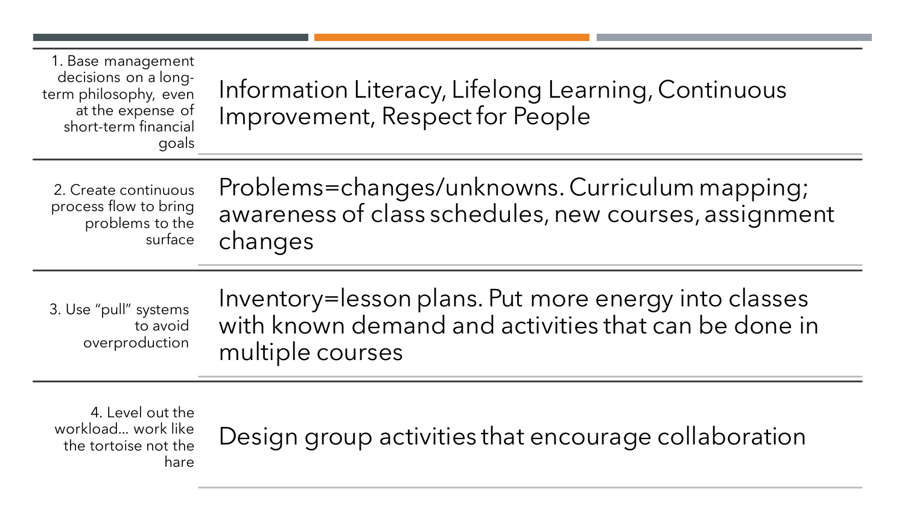| | |
|---|---|
| 1. Base management decisions on a long-term philosophy, even at the expense of short-term financial goals | Information Literacy, Lifelong Learning, Continuous Improvement, Respect for People |
| 2. Create continuous process flow to bring problems to the surface | Problems=changes/unknowns. Curriculum mapping; awareness of class schedules, new courses, assignment changes |
| 3. Use "pull" systems to avoid overproduction | Inventory=lesson plans. Put more energy into classes with known demand and activities that can be done in multiple courses |
| 4. Level out the workload… work like the tortoise not the hare | Design group activities that encourage collaboration |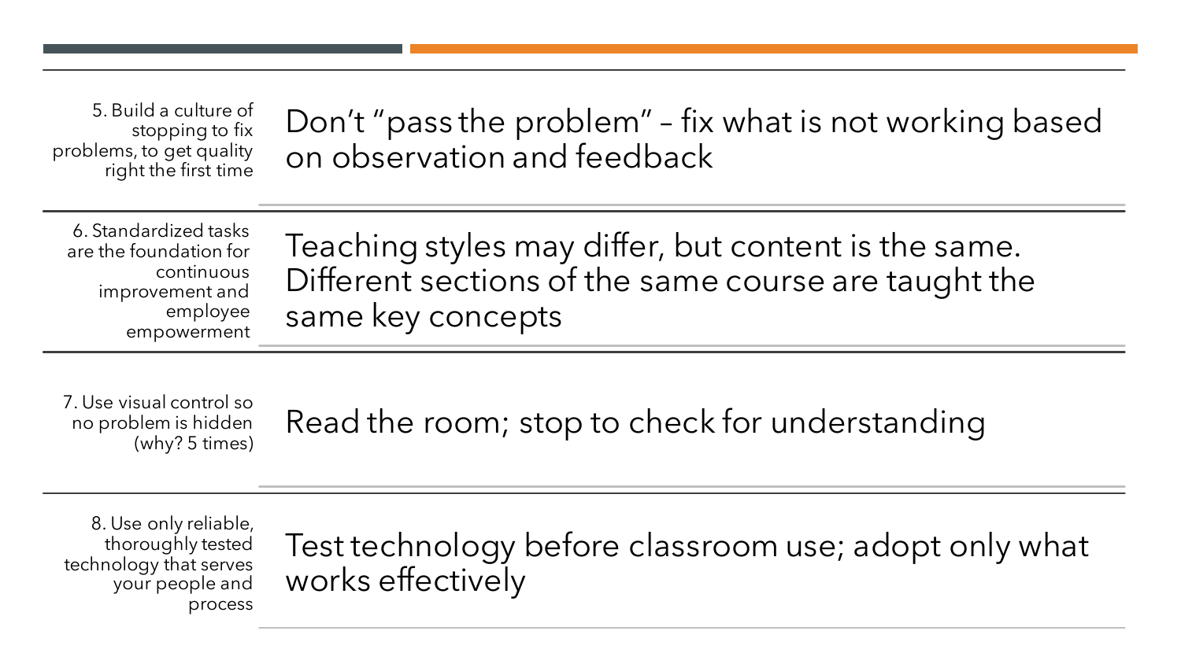| | |
|---|---|
| 5. Build a culture of stopping to fix problems, to get quality right the first time | Don't "pass the problem" – fix what is not working based on observation and feedback |
| 6. Standardized tasks are the foundation for continuous improvement and employee empowerment | Teaching styles may differ, but content is the same. Different sections of the same course are taught the same key concepts |
| 7. Use visual control so no problem is hidden (why? 5 times) | Read the room; stop to check for understanding |
| 8. Use only reliable, thoroughly tested technology that serves your people and process | Test technology before classroom use; adopt only what works effectively |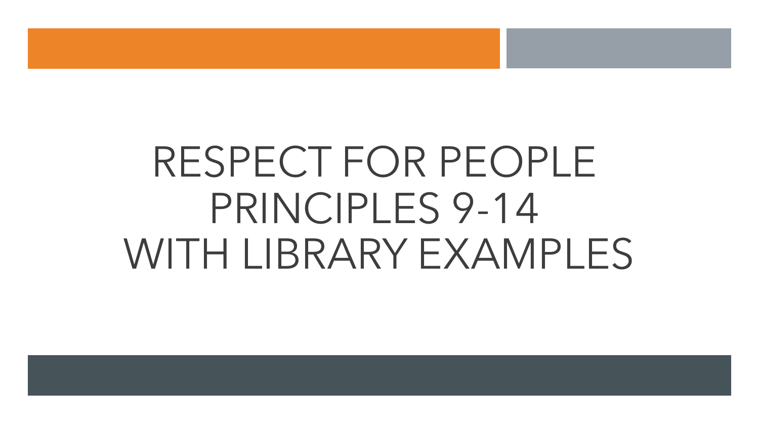# RESPECT FOR PEOPLE PRINCIPLES 9-14 WITH LIBRARY EXAMPLES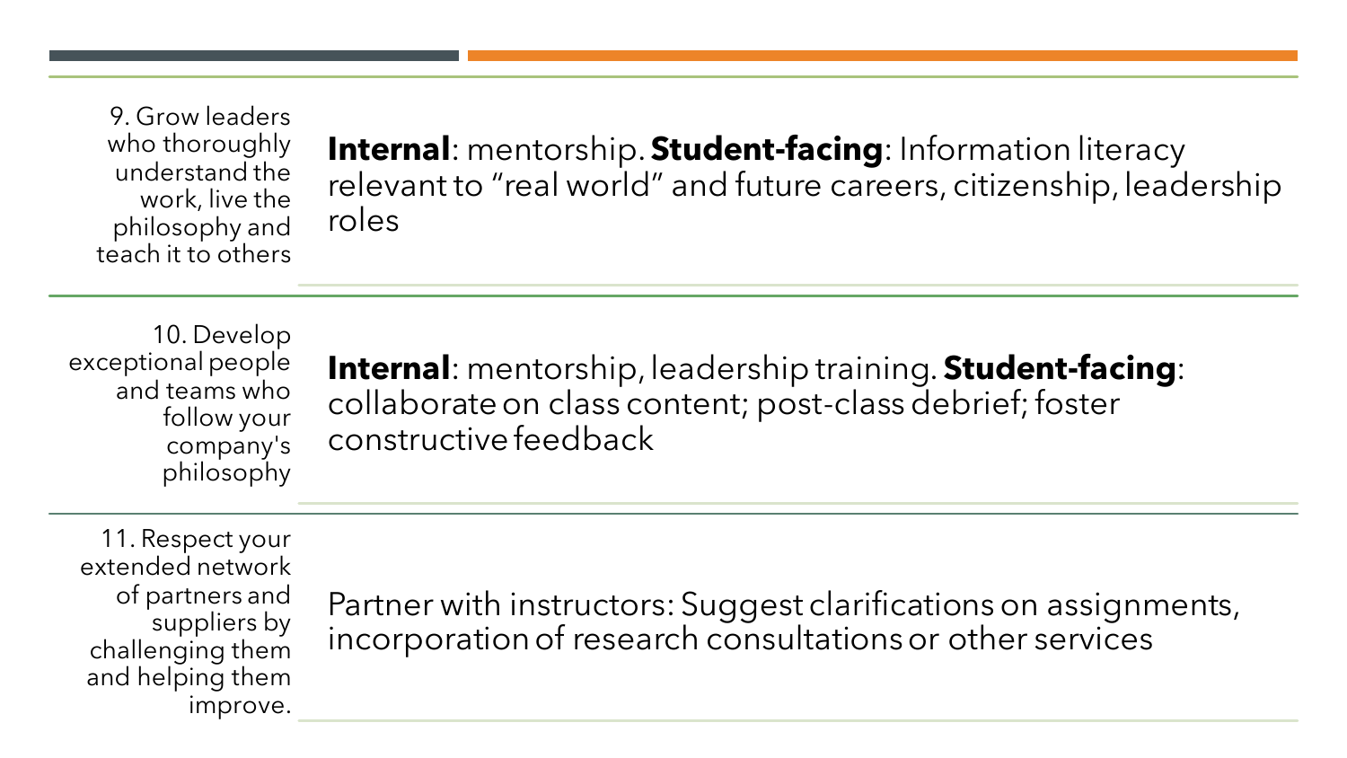| | |
|---|---|
| 9. Grow leaders who thoroughly understand the work, live the philosophy and teach it to others | **Internal**: mentorship. **Student-facing**: Information literacy relevant to "real world" and future careers, citizenship, leadership roles |
| 10. Develop exceptional people and teams who follow your company's philosophy | **Internal**: mentorship, leadership training. **Student-facing**: collaborate on class content; post-class debrief; foster constructive feedback |
| 11. Respect your extended network of partners and suppliers by challenging them and helping them improve. | Partner with instructors: Suggest clarifications on assignments, incorporation of research consultations or other services |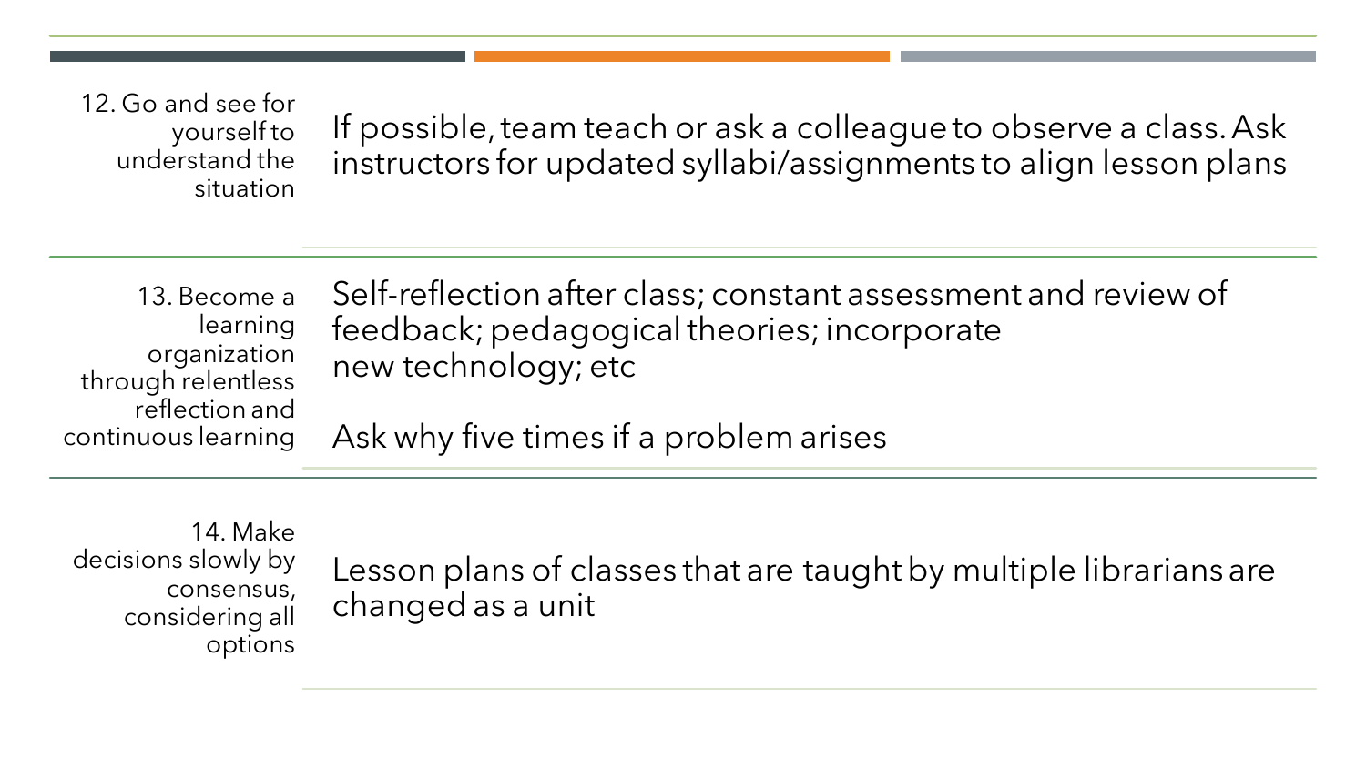| | |
|---|---|
| 12. Go and see for yourself to understand the situation | If possible, team teach or ask a colleague to observe a class. Ask instructors for updated syllabi/assignments to align lesson plans |
| 13. Become a learning organization through relentless reflection and continuous learning | Self-reflection after class; constant assessment and review of feedback; pedagogical theories; incorporate new technology; etc<br><br>Ask why five times if a problem arises |
| 14. Make decisions slowly by consensus, considering all options | Lesson plans of classes that are taught by multiple librarians are changed as a unit |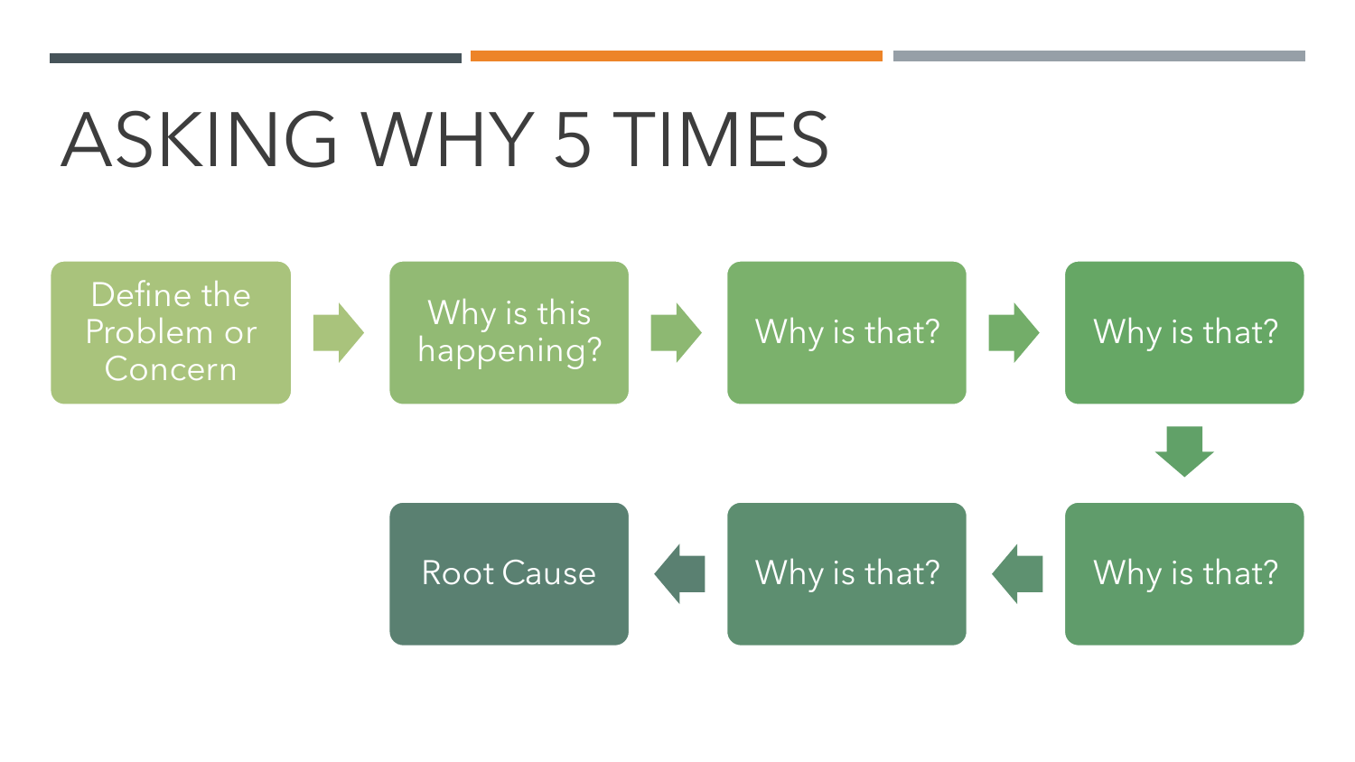# ASKING WHY 5 TIMES

1. Define the Problem or Concern
2. Why is this happening?
3. Why is that?
4. Why is that?
5. Why is that?
6. Why is that?
7. Root Cause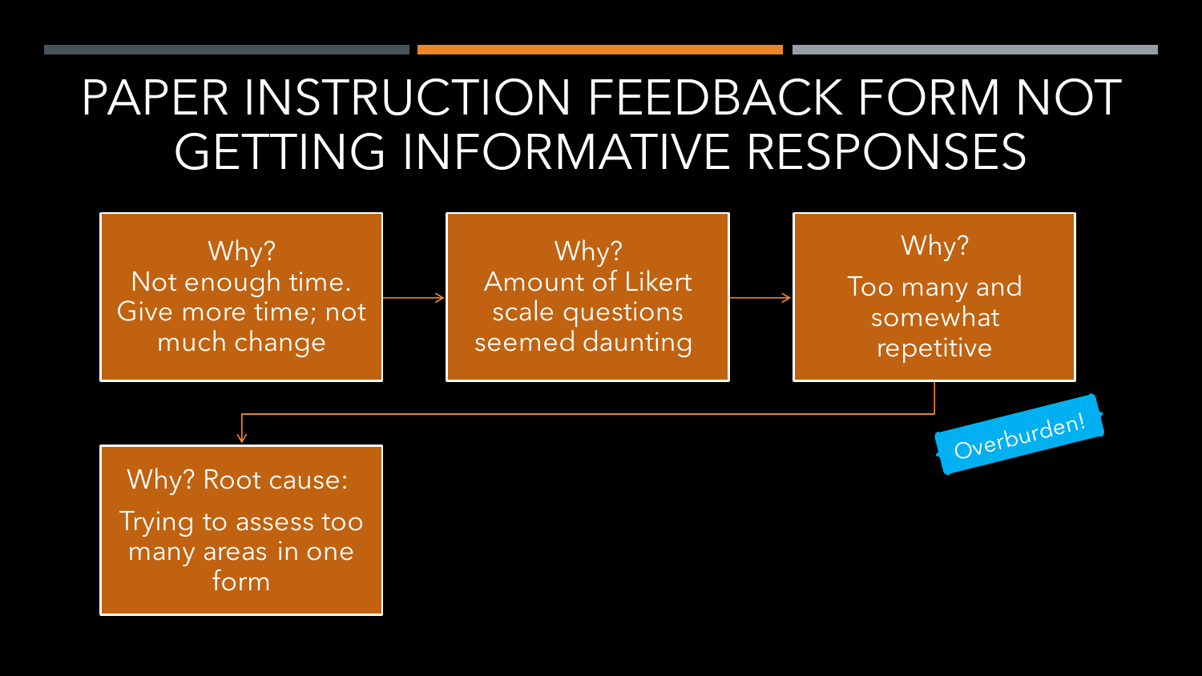# PAPER INSTRUCTION FEEDBACK FORM NOT GETTING INFORMATIVE RESPONSES

Why?
Not enough time. Give more time; not much change

→

Why?
Amount of Likert scale questions seemed daunting

→

Why?
Too many and somewhat repetitive

→

Why? Root cause:
Trying to assess too many areas in one form

Overburden!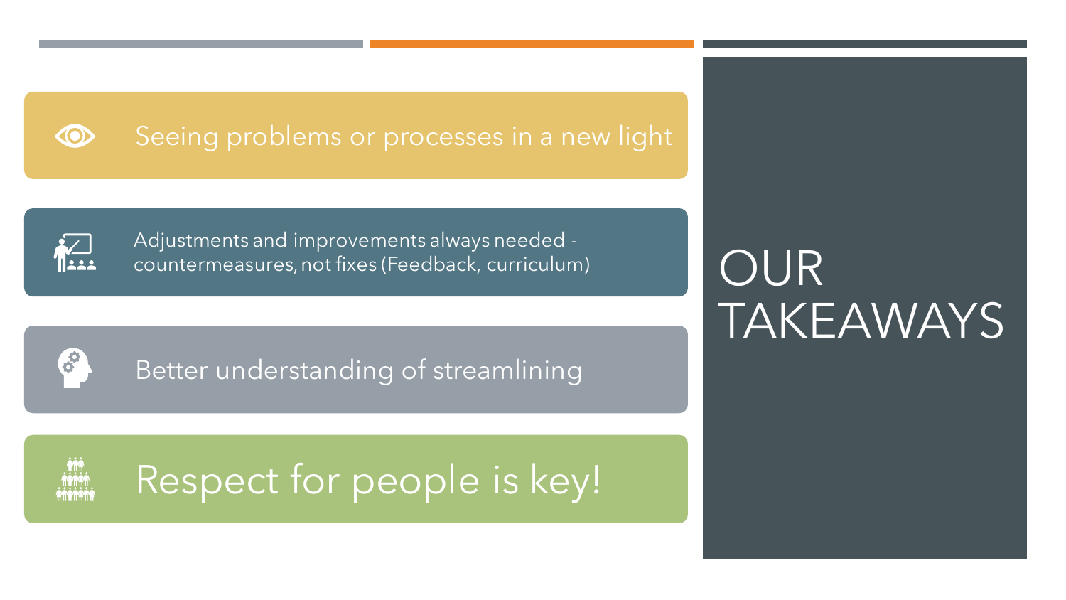# OUR TAKEAWAYS

- Seeing problems or processes in a new light
- Adjustments and improvements always needed - countermeasures, not fixes (Feedback, curriculum)
- Better understanding of streamlining
- Respect for people is key!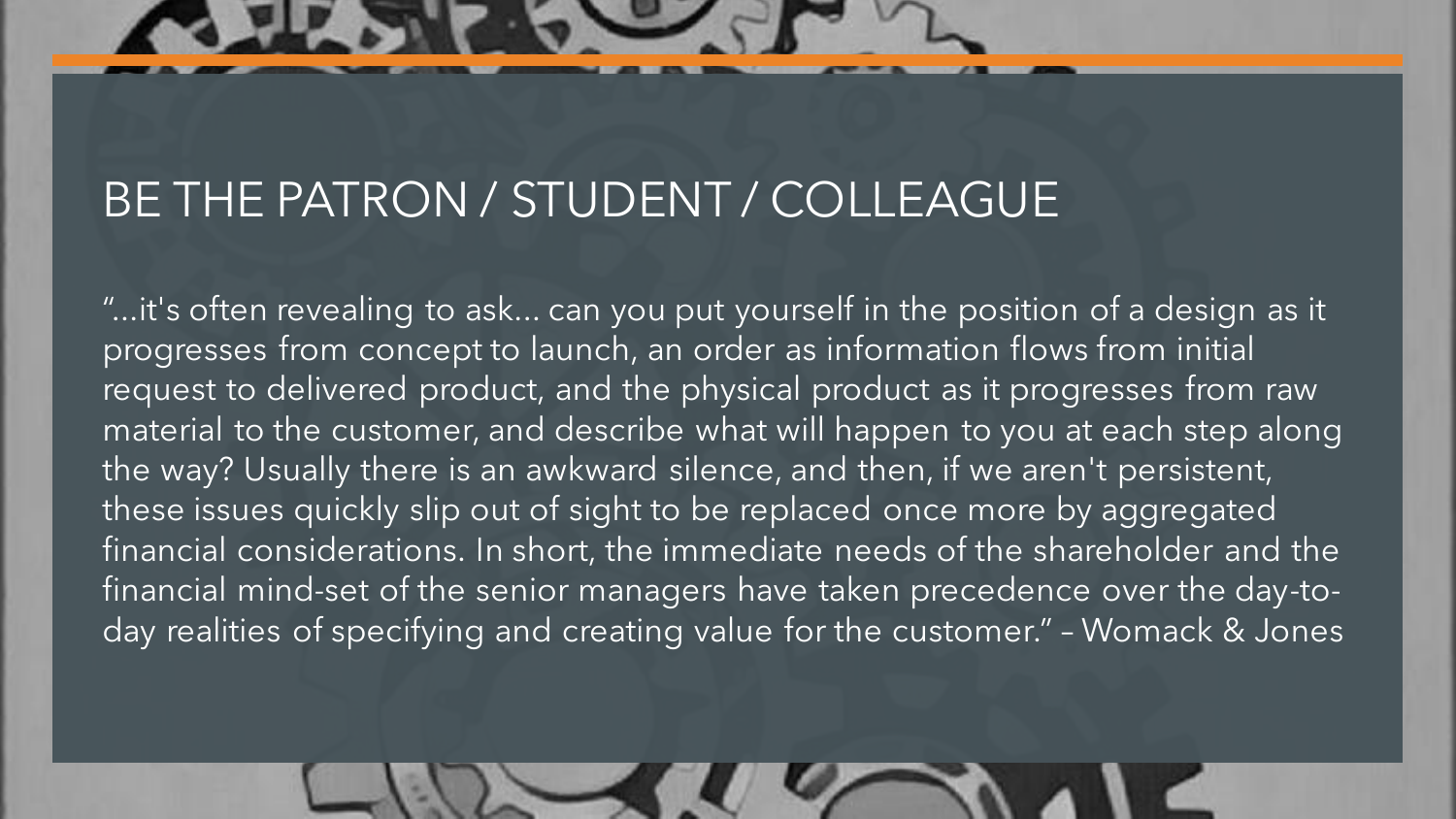# BE THE PATRON / STUDENT / COLLEAGUE

"...it's often revealing to ask... can you put yourself in the position of a design as it progresses from concept to launch, an order as information flows from initial request to delivered product, and the physical product as it progresses from raw material to the customer, and describe what will happen to you at each step along the way? Usually there is an awkward silence, and then, if we aren't persistent, these issues quickly slip out of sight to be replaced once more by aggregated financial considerations. In short, the immediate needs of the shareholder and the financial mind-set of the senior managers have taken precedence over the day-to-day realities of specifying and creating value for the customer." – Womack & Jones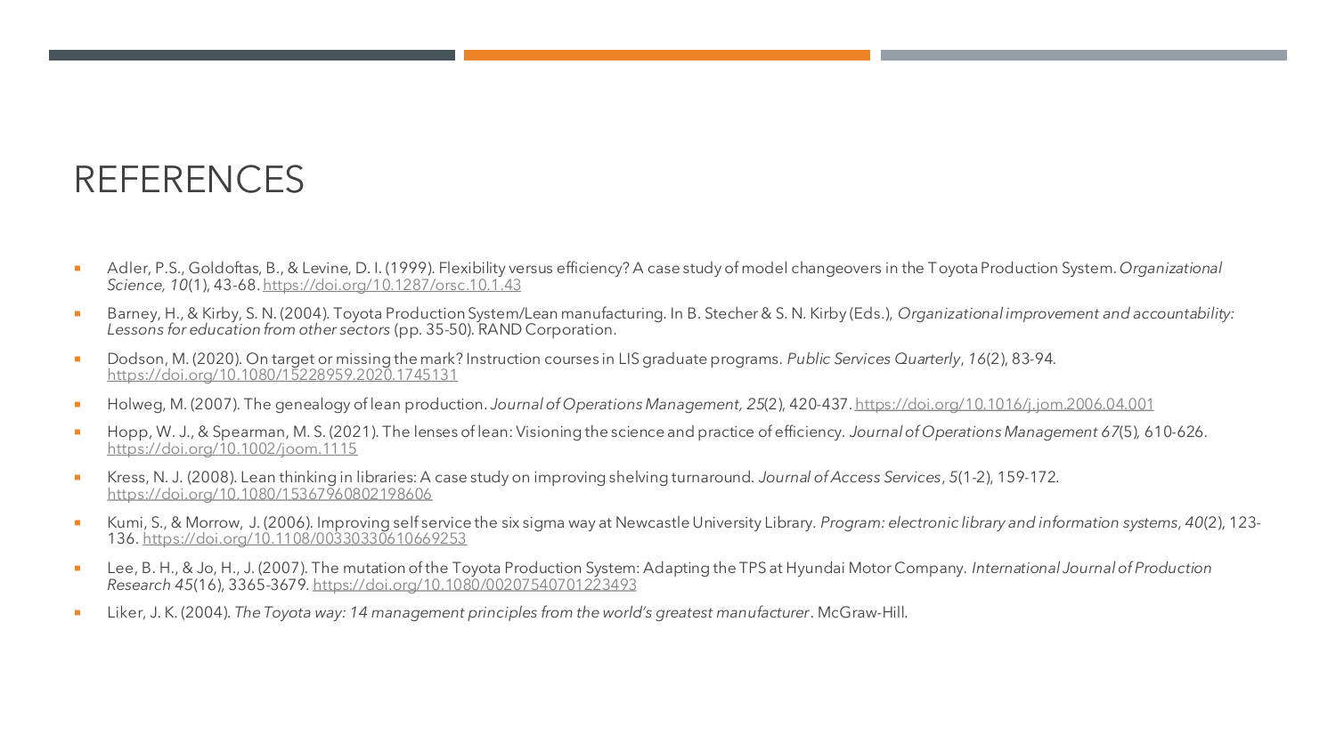# REFERENCES

- Adler, P.S., Goldoftas, B., & Levine, D. I. (1999). Flexibility versus efficiency? A case study of model changeovers in the Toyota Production System. *Organizational Science, 10*(1), 43-68. https://doi.org/10.1287/orsc.10.1.43
- Barney, H., & Kirby, S. N. (2004). Toyota Production System/Lean manufacturing. In B. Stecher & S. N. Kirby (Eds.), *Organizational improvement and accountability: Lessons for education from other sectors* (pp. 35-50). RAND Corporation.
- Dodson, M. (2020). On target or missing the mark? Instruction courses in LIS graduate programs. *Public Services Quarterly*, *16*(2), 83-94. https://doi.org/10.1080/15228959.2020.1745131
- Holweg, M. (2007). The genealogy of lean production. *Journal of Operations Management, 25*(2), 420-437. https://doi.org/10.1016/j.jom.2006.04.001
- Hopp, W. J., & Spearman, M. S. (2021). The lenses of lean: Visioning the science and practice of efficiency. *Journal of Operations Management 67*(5), 610-626. https://doi.org/10.1002/joom.1115
- Kress, N. J. (2008). Lean thinking in libraries: A case study on improving shelving turnaround. *Journal of Access Services*, *5*(1-2), 159-172. https://doi.org/10.1080/15367960802198606
- Kumi, S., & Morrow, J. (2006). Improving self service the six sigma way at Newcastle University Library. *Program: electronic library and information systems*, *40*(2), 123-136. https://doi.org/10.1108/00330330610669253
- Lee, B. H., & Jo, H., J. (2007). The mutation of the Toyota Production System: Adapting the TPS at Hyundai Motor Company. *International Journal of Production Research 45*(16), 3365-3679. https://doi.org/10.1080/00207540701223493
- Liker, J. K. (2004). *The Toyota way: 14 management principles from the world's greatest manufacturer*. McGraw-Hill.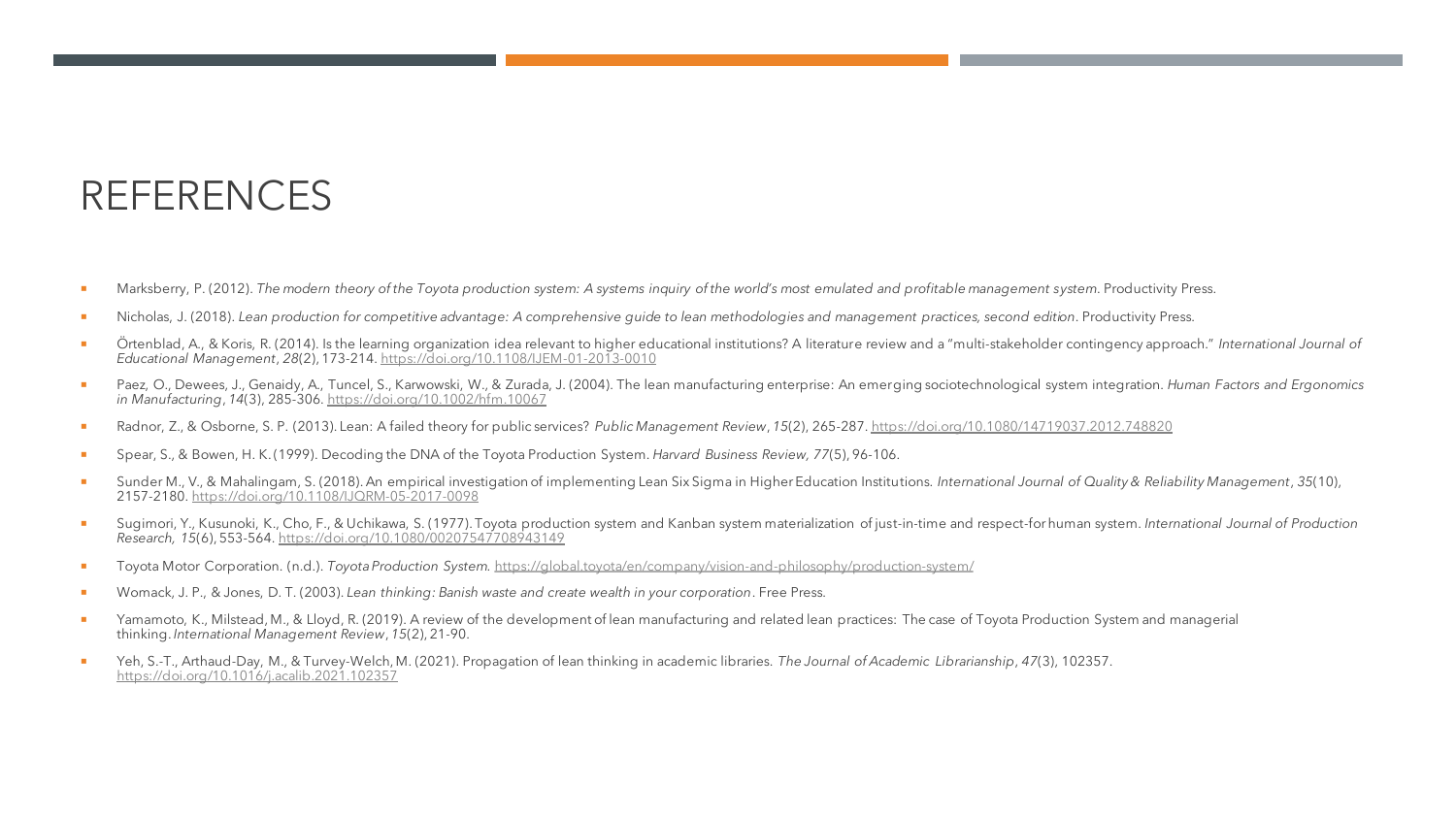# REFERENCES

- Marksberry, P. (2012). *The modern theory of the Toyota production system: A systems inquiry of the world's most emulated and profitable management system*. Productivity Press.
- Nicholas, J. (2018). *Lean production for competitive advantage: A comprehensive guide to lean methodologies and management practices, second edition*. Productivity Press.
- Örtenblad, A., & Koris, R. (2014). Is the learning organization idea relevant to higher educational institutions? A literature review and a "multi-stakeholder contingency approach." *International Journal of Educational Management*, *28*(2), 173-214. https://doi.org/10.1108/IJEM-01-2013-0010
- Paez, O., Dewees, J., Genaidy, A., Tuncel, S., Karwowski, W., & Zurada, J. (2004). The lean manufacturing enterprise: An emerging sociotechnological system integration. *Human Factors and Ergonomics in Manufacturing*, *14*(3), 285-306. https://doi.org/10.1002/hfm.10067
- Radnor, Z., & Osborne, S. P. (2013). Lean: A failed theory for public services? *Public Management Review*, *15*(2), 265-287. https://doi.org/10.1080/14719037.2012.748820
- Spear, S., & Bowen, H. K. (1999). Decoding the DNA of the Toyota Production System. *Harvard Business Review, 77*(5), 96-106.
- Sunder M., V., & Mahalingam, S. (2018). An empirical investigation of implementing Lean Six Sigma in Higher Education Institutions. *International Journal of Quality & Reliability Management*, *35*(10), 2157-2180. https://doi.org/10.1108/IJQRM-05-2017-0098
- Sugimori, Y., Kusunoki, K., Cho, F., & Uchikawa, S. (1977). Toyota production system and Kanban system materialization of just-in-time and respect-for human system. *International Journal of Production Research, 15*(6), 553-564. https://doi.org/10.1080/00207547708943149
- Toyota Motor Corporation. (n.d.). *Toyota Production System.* https://global.toyota/en/company/vision-and-philosophy/production-system/
- Womack, J. P., & Jones, D. T. (2003). *Lean thinking: Banish waste and create wealth in your corporation*. Free Press.
- Yamamoto, K., Milstead, M., & Lloyd, R. (2019). A review of the development of lean manufacturing and related lean practices: The case of Toyota Production System and managerial thinking. *International Management Review*, *15*(2), 21-90.
- Yeh, S.-T., Arthaud-Day, M., & Turvey-Welch, M. (2021). Propagation of lean thinking in academic libraries. *The Journal of Academic Librarianship*, *47*(3), 102357. https://doi.org/10.1016/j.acalib.2021.102357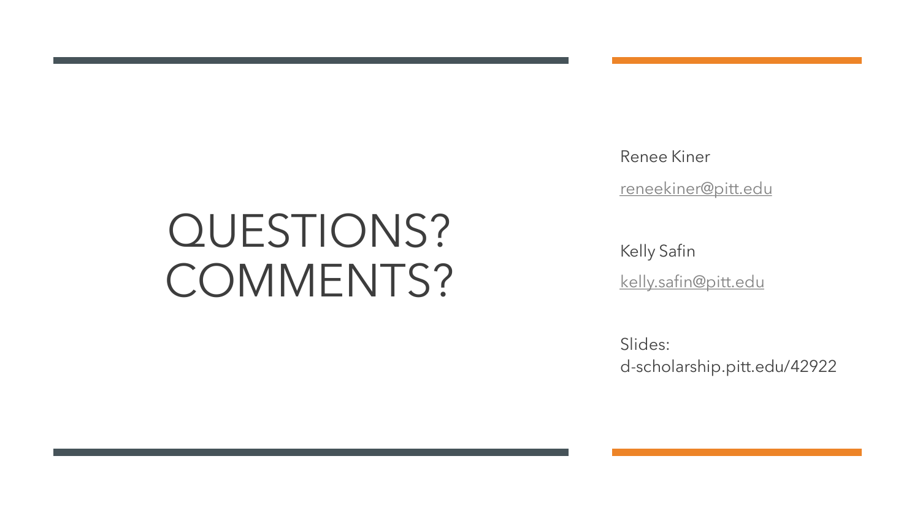# QUESTIONS? COMMENTS?

Renee Kiner

reneekiner@pitt.edu

Kelly Safin

kelly.safin@pitt.edu

Slides:
d-scholarship.pitt.edu/42922